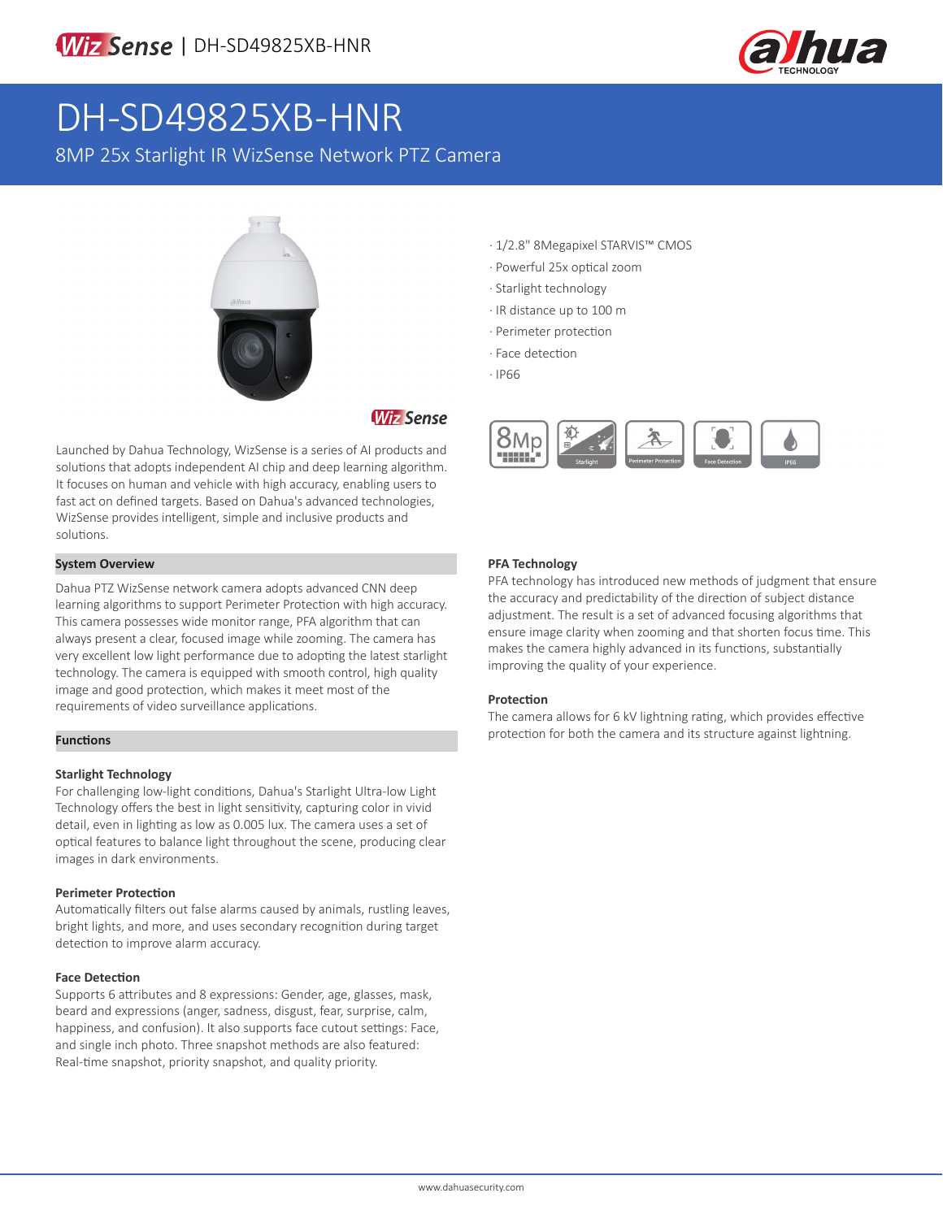# DH-SD49825XB-HNR

8MP 25x Starlight IR WizSense Network PTZ Camera

- 1/2.8" 8Megapixel STARVIS™ CMOS
- Powerful 25x optical zoom
- Starlight technology
- IR distance up to 100 m
- Perimeter protection
- Face detection
- IP66

Launched by Dahua Technology, WizSense is a series of AI products and solutions that adopts independent AI chip and deep learning algorithm. It focuses on human and vehicle with high accuracy, enabling users to fast act on defined targets. Based on Dahua's advanced technologies, WizSense provides intelligent, simple and inclusive products and solutions.

## System Overview

Dahua PTZ WizSense network camera adopts advanced CNN deep learning algorithms to support Perimeter Protection with high accuracy. This camera possesses wide monitor range, PFA algorithm that can always present a clear, focused image while zooming. The camera has very excellent low light performance due to adopting the latest starlight technology. The camera is equipped with smooth control, high quality image and good protection, which makes it meet most of the requirements of video surveillance applications.

## Functions

### Starlight Technology

For challenging low-light conditions, Dahua's Starlight Ultra-low Light Technology offers the best in light sensitivity, capturing color in vivid detail, even in lighting as low as 0.005 lux. The camera uses a set of optical features to balance light throughout the scene, producing clear images in dark environments.

### Perimeter Protection

Automatically filters out false alarms caused by animals, rustling leaves, bright lights, and more, and uses secondary recognition during target detection to improve alarm accuracy.

### Face Detection

Supports 6 attributes and 8 expressions: Gender, age, glasses, mask, beard and expressions (anger, sadness, disgust, fear, surprise, calm, happiness, and confusion). It also supports face cutout settings: Face, and single inch photo. Three snapshot methods are also featured: Real-time snapshot, priority snapshot, and quality priority.

### PFA Technology

PFA technology has introduced new methods of judgment that ensure the accuracy and predictability of the direction of subject distance adjustment. The result is a set of advanced focusing algorithms that ensure image clarity when zooming and that shorten focus time. This makes the camera highly advanced in its functions, substantially improving the quality of your experience.

### Protection

The camera allows for 6 kV lightning rating, which provides effective protection for both the camera and its structure against lightning.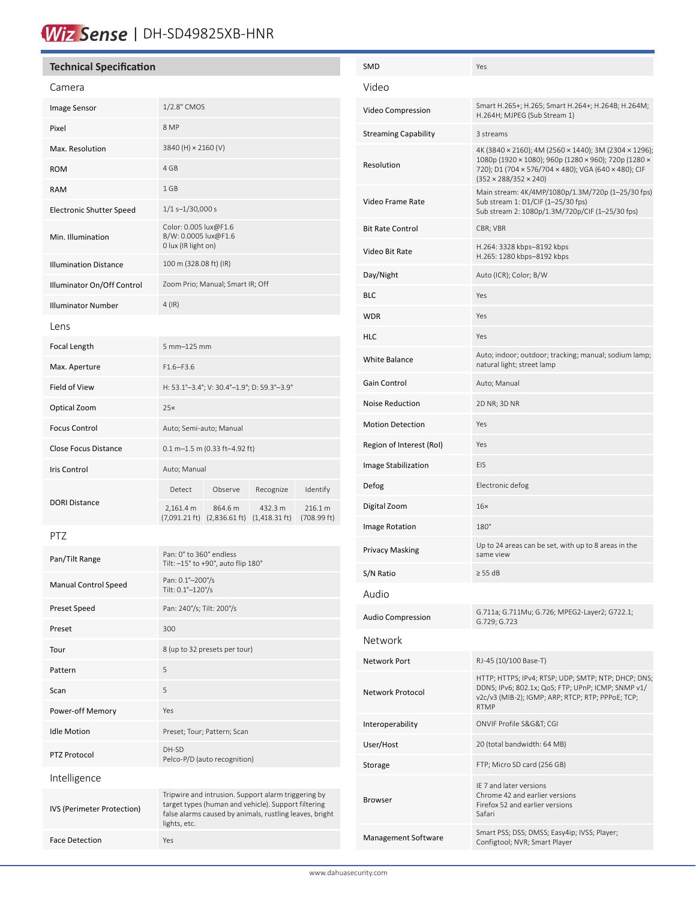# WizSense | DH-SD49825XB-HNR

## Technical Specification

### Camera

| | |
|---|---|
| Image Sensor | 1/2.8" CMOS |
| Pixel | 8 MP |
| Max. Resolution | 3840 (H) × 2160 (V) |
| ROM | 4 GB |
| RAM | 1 GB |
| Electronic Shutter Speed | 1/1 s–1/30,000 s |
| Min. Illumination | Color: 0.005 lux@F1.6<br>B/W: 0.0005 lux@F1.6<br>0 lux (IR light on) |
| Illumination Distance | 100 m (328.08 ft) (IR) |
| Illuminator On/Off Control | Zoom Prio; Manual; Smart IR; Off |
| Illuminator Number | 4 (IR) |

### Lens

| | | | | |
|---|---|---|---|---|
| Focal Length | 5 mm–125 mm | | | |
| Max. Aperture | F1.6–F3.6 | | | |
| Field of View | H: 53.1°–3.4°; V: 30.4°–1.9°; D: 59.3°–3.9° | | | |
| Optical Zoom | 25× | | | |
| Focus Control | Auto; Semi-auto; Manual | | | |
| Close Focus Distance | 0.1 m–1.5 m (0.33 ft–4.92 ft) | | | |
| Iris Control | Auto; Manual | | | |
| DORI Distance | Detect | Observe | Recognize | Identify |
| | 2,161.4 m (7,091.21 ft) | 864.6 m (2,836.61 ft) | 432.3 m (1,418.31 ft) | 216.1 m (708.99 ft) |

### PTZ

| | |
|---|---|
| Pan/Tilt Range | Pan: 0° to 360° endless<br>Tilt: –15° to +90°, auto flip 180° |
| Manual Control Speed | Pan: 0.1°–200°/s<br>Tilt: 0.1°–120°/s |
| Preset Speed | Pan: 240°/s; Tilt: 200°/s |
| Preset | 300 |
| Tour | 8 (up to 32 presets per tour) |
| Pattern | 5 |
| Scan | 5 |
| Power-off Memory | Yes |
| Idle Motion | Preset; Tour; Pattern; Scan |
| PTZ Protocol | DH-SD<br>Pelco-P/D (auto recognition) |

### Intelligence

| | |
|---|---|
| IVS (Perimeter Protection) | Tripwire and intrusion. Support alarm triggering by target types (human and vehicle). Support filtering false alarms caused by animals, rustling leaves, bright lights, etc. |
| Face Detection | Yes |
| SMD | Yes |

### Video

| | |
|---|---|
| Video Compression | Smart H.265+; H.265; Smart H.264+; H.264B; H.264M; H.264H; MJPEG (Sub Stream 1) |
| Streaming Capability | 3 streams |
| Resolution | 4K (3840 × 2160); 4M (2560 × 1440); 3M (2304 × 1296); 1080p (1920 × 1080); 960p (1280 × 960); 720p (1280 × 720); D1 (704 × 576/704 × 480); VGA (640 × 480); CIF (352 × 288/352 × 240) |
| Video Frame Rate | Main stream: 4K/4MP/1080p/1.3M/720p (1–25/30 fps)<br>Sub stream 1: D1/CIF (1–25/30 fps)<br>Sub stream 2: 1080p/1.3M/720p/CIF (1–25/30 fps) |
| Bit Rate Control | CBR; VBR |
| Video Bit Rate | H.264: 3328 kbps–8192 kbps<br>H.265: 1280 kbps–8192 kbps |
| Day/Night | Auto (ICR); Color; B/W |
| BLC | Yes |
| WDR | Yes |
| HLC | Yes |
| White Balance | Auto; indoor; outdoor; tracking; manual; sodium lamp; natural light; street lamp |
| Gain Control | Auto; Manual |
| Noise Reduction | 2D NR; 3D NR |
| Motion Detection | Yes |
| Region of Interest (RoI) | Yes |
| Image Stabilization | EIS |
| Defog | Electronic defog |
| Digital Zoom | 16× |
| Image Rotation | 180° |
| Privacy Masking | Up to 24 areas can be set, with up to 8 areas in the same view |
| S/N Ratio | ≥ 55 dB |

### Audio

| | |
|---|---|
| Audio Compression | G.711a; G.711Mu; G.726; MPEG2-Layer2; G722.1; G.729; G.723 |

### Network

| | |
|---|---|
| Network Port | RJ-45 (10/100 Base-T) |
| Network Protocol | HTTP; HTTPS; IPv4; RTSP; UDP; SMTP; NTP; DHCP; DNS; DDNS; IPv6; 802.1x; QoS; FTP; UPnP; ICMP; SNMP v1/v2c/v3 (MIB-2); IGMP; ARP; RTCP; RTP; PPPoE; TCP; RTMP |
| Interoperability | ONVIF Profile S&G&T; CGI |
| User/Host | 20 (total bandwidth: 64 MB) |
| Storage | FTP; Micro SD card (256 GB) |
| Browser | IE 7 and later versions<br>Chrome 42 and earlier versions<br>Firefox 52 and earlier versions<br>Safari |
| Management Software | Smart PSS; DSS; DMSS; Easy4ip; IVSS; Player; Configtool; NVR; Smart Player |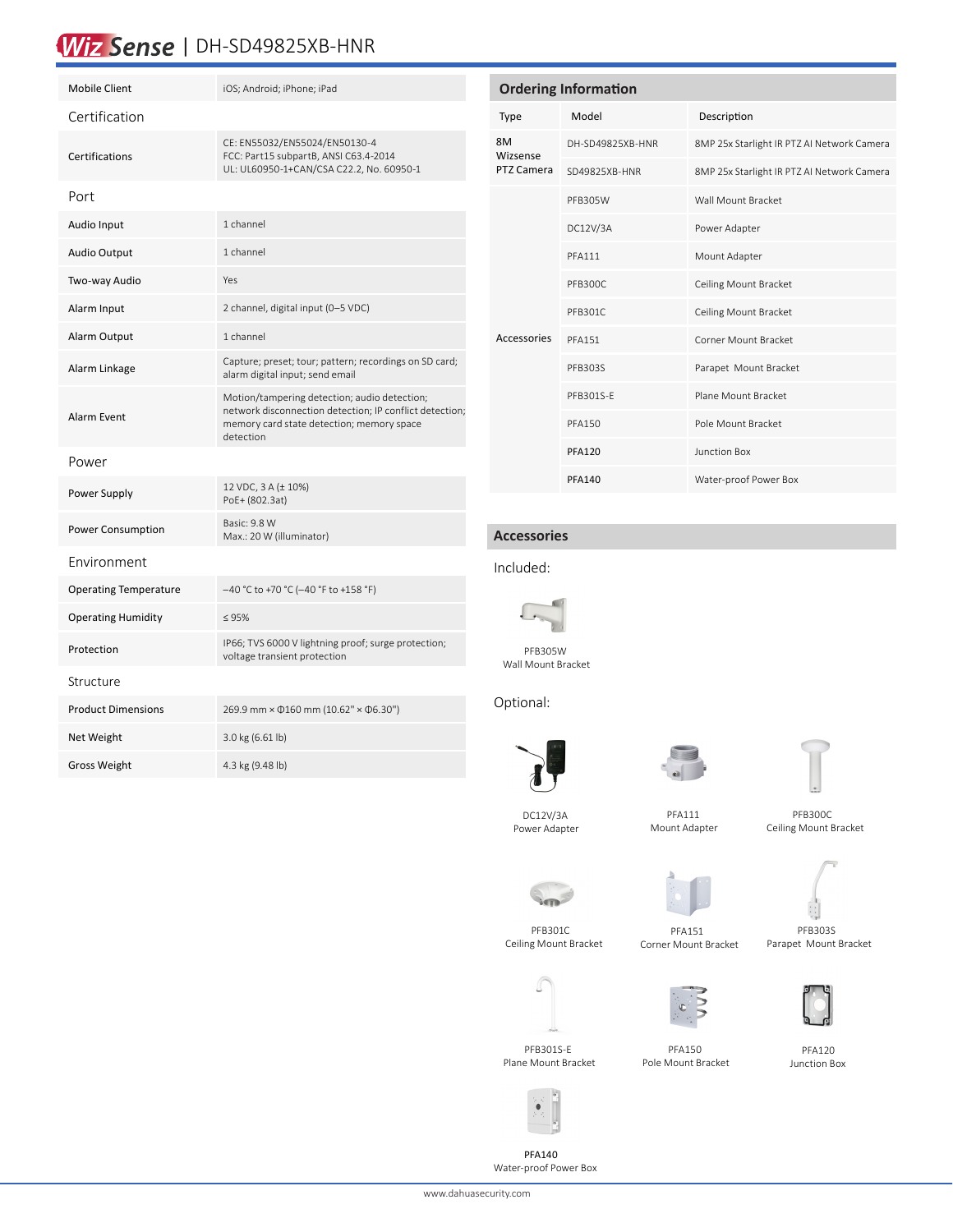| | |
|---|---|
| Mobile Client | iOS; Android; iPhone; iPad |

## Certification

| | |
|---|---|
| Certifications | CE: EN55032/EN55024/EN50130-4<br>FCC: Part15 subpartB, ANSI C63.4-2014<br>UL: UL60950-1+CAN/CSA C22.2, No. 60950-1 |

## Port

| | |
|---|---|
| Audio Input | 1 channel |
| Audio Output | 1 channel |
| Two-way Audio | Yes |
| Alarm Input | 2 channel, digital input (0–5 VDC) |
| Alarm Output | 1 channel |
| Alarm Linkage | Capture; preset; tour; pattern; recordings on SD card; alarm digital input; send email |
| Alarm Event | Motion/tampering detection; audio detection; network disconnection detection; IP conflict detection; memory card state detection; memory space detection |

## Power

| | |
|---|---|
| Power Supply | 12 VDC, 3 A (± 10%)<br>PoE+ (802.3at) |
| Power Consumption | Basic: 9.8 W<br>Max.: 20 W (illuminator) |

## Environment

| | |
|---|---|
| Operating Temperature | –40 °C to +70 °C (–40 °F to +158 °F) |
| Operating Humidity | ≤ 95% |
| Protection | IP66; TVS 6000 V lightning proof; surge protection; voltage transient protection |

## Structure

| | |
|---|---|
| Product Dimensions | 269.9 mm × Φ160 mm (10.62" × Φ6.30") |
| Net Weight | 3.0 kg (6.61 lb) |
| Gross Weight | 4.3 kg (9.48 lb) |

## Ordering Information

| Type | Model | Description |
|---|---|---|
| 8M Wizsense PTZ Camera | DH-SD49825XB-HNR | 8MP 25x Starlight IR PTZ AI Network Camera |
| | SD49825XB-HNR | 8MP 25x Starlight IR PTZ AI Network Camera |
| Accessories | PFB305W | Wall Mount Bracket |
| | DC12V/3A | Power Adapter |
| | PFA111 | Mount Adapter |
| | PFB300C | Ceiling Mount Bracket |
| | PFB301C | Ceiling Mount Bracket |
| | PFA151 | Corner Mount Bracket |
| | PFB303S | Parapet Mount Bracket |
| | PFB301S-E | Plane Mount Bracket |
| | PFA150 | Pole Mount Bracket |
| | PFA120 | Junction Box |
| | PFA140 | Water-proof Power Box |

## Accessories

### Included:

PFB305W
Wall Mount Bracket

### Optional:

DC12V/3A
Power Adapter

PFA111
Mount Adapter

PFB300C
Ceiling Mount Bracket

PFB301C
Ceiling Mount Bracket

PFA151
Corner Mount Bracket

PFB303S
Parapet Mount Bracket

PFB301S-E
Plane Mount Bracket

PFA150
Pole Mount Bracket

PFA120
Junction Box

PFA140
Water-proof Power Box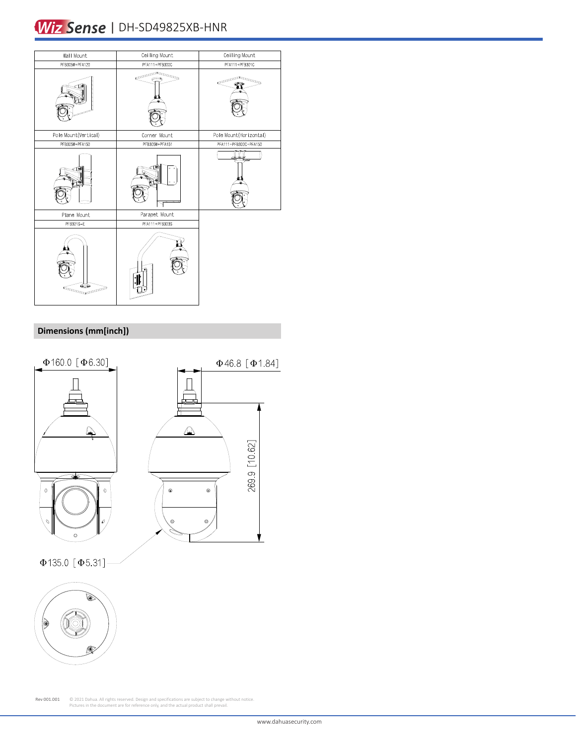| Wall Mount | Ceiling Mount | Ceiling Mount |
|---|---|---|
| PFB305W+PFA120 | PFA111+PFB300C | PFA111+PFB301C |
| Pole Mount(Vertical) | Corner Mount | Pole Mount(Horizontal) |
| PFB305W+PFA150 | PFB305W+PFA151 | PFA111+PFB300C+PFA150 |
| Plane Mount | Parapet Mount | |
| PFB301S-E | PFA111+PFB303S | |

## Dimensions (mm[inch])

Φ160.0 [Φ6.30]

Φ46.8 [Φ1.84]

269.9 [10.62]

Φ135.0 [Φ5.31]

Rev 001.001 © 2021 Dahua. All rights reserved. Design and specifications are subject to change without notice.
Pictures in the document are for reference only, and the actual product shall prevail.